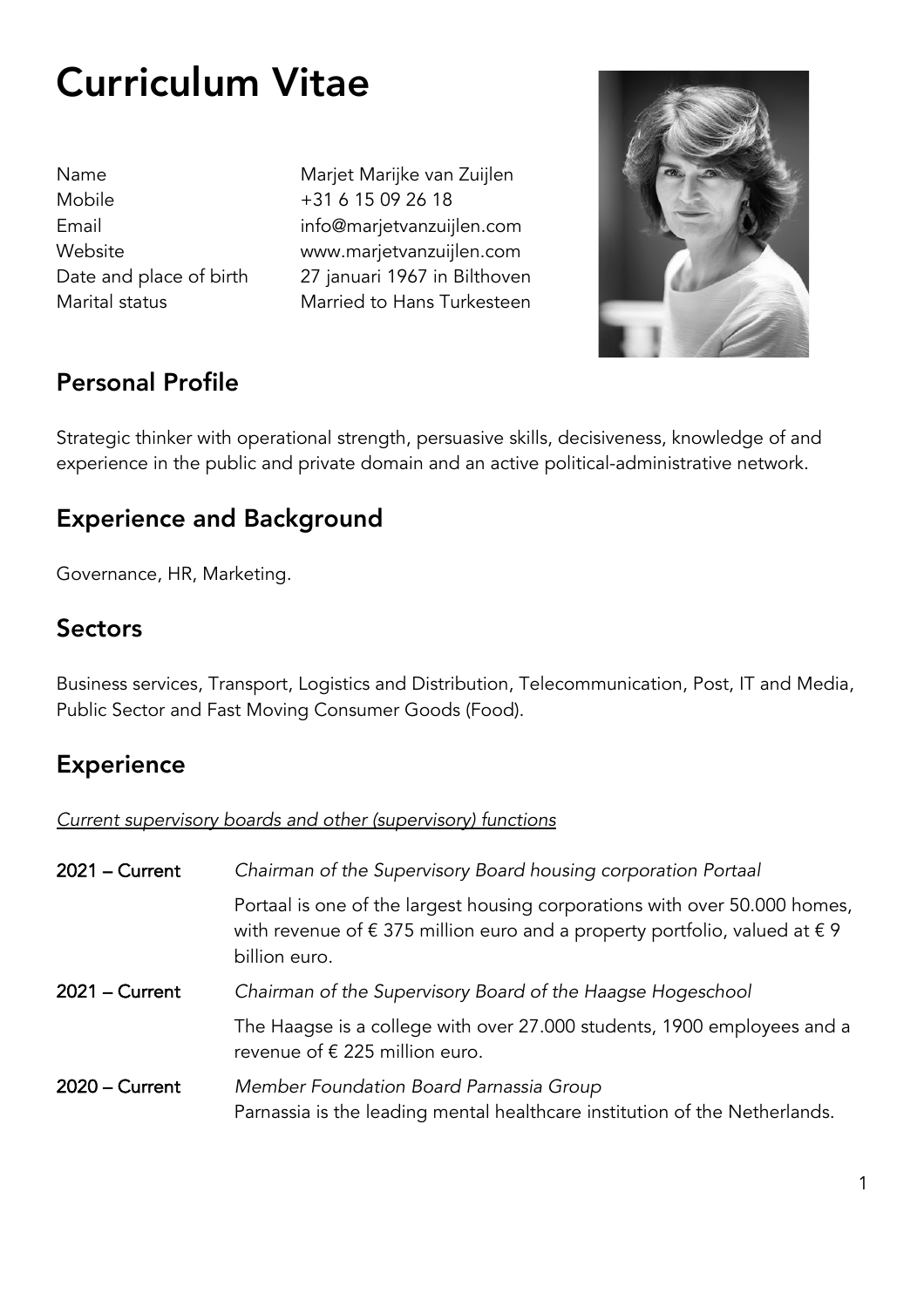# Curriculum Vitae

| | |
|---|---|
| Name | Marjet Marijke van Zuijlen |
| Mobile | +31 6 15 09 26 18 |
| Email | info@marjetvanzuijlen.com |
| Website | www.marjetvanzuijlen.com |
| Date and place of birth | 27 januari 1967 in Bilthoven |
| Marital status | Married to Hans Turkesteen |

## Personal Profile

Strategic thinker with operational strength, persuasive skills, decisiveness, knowledge of and experience in the public and private domain and an active political-administrative network.

## Experience and Background

Governance, HR, Marketing.

## Sectors

Business services, Transport, Logistics and Distribution, Telecommunication, Post, IT and Media, Public Sector and Fast Moving Consumer Goods (Food).

## Experience

*Current supervisory boards and other (supervisory) functions*

**2021 – Current** *Chairman of the Supervisory Board housing corporation Portaal*

Portaal is one of the largest housing corporations with over 50.000 homes, with revenue of € 375 million euro and a property portfolio, valued at € 9 billion euro.

**2021 – Current** *Chairman of the Supervisory Board of the Haagse Hogeschool*

The Haagse is a college with over 27.000 students, 1900 employees and a revenue of € 225 million euro.

**2020 – Current** *Member Foundation Board Parnassia Group*

Parnassia is the leading mental healthcare institution of the Netherlands.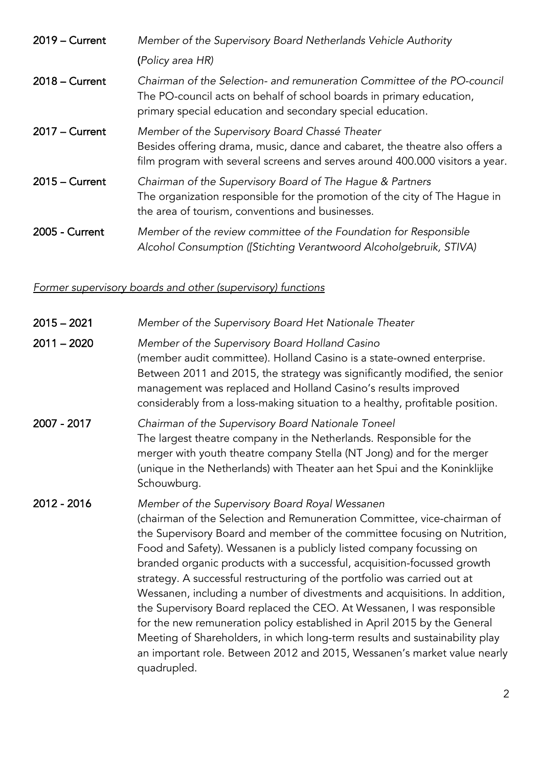**2019 – Current** *Member of the Supervisory Board Netherlands Vehicle Authority*
(*Policy area HR)*

**2018 – Current** *Chairman of the Selection- and remuneration Committee of the PO-council*
The PO-council acts on behalf of school boards in primary education, primary special education and secondary special education.

**2017 – Current** *Member of the Supervisory Board Chassé Theater*
Besides offering drama, music, dance and cabaret, the theatre also offers a film program with several screens and serves around 400.000 visitors a year.

**2015 – Current** *Chairman of the Supervisory Board of The Hague & Partners*
The organization responsible for the promotion of the city of The Hague in the area of tourism, conventions and businesses.

**2005 - Current** *Member of the review committee of the Foundation for Responsible Alcohol Consumption ([Stichting Verantwoord Alcoholgebruik, STIVA)*

*Former supervisory boards and other (supervisory) functions*

**2015 – 2021** *Member of the Supervisory Board Het Nationale Theater*

**2011 – 2020** *Member of the Supervisory Board Holland Casino*
(member audit committee). Holland Casino is a state-owned enterprise. Between 2011 and 2015, the strategy was significantly modified, the senior management was replaced and Holland Casino's results improved considerably from a loss-making situation to a healthy, profitable position.

**2007 - 2017** *Chairman of the Supervisory Board Nationale Toneel*
The largest theatre company in the Netherlands. Responsible for the merger with youth theatre company Stella (NT Jong) and for the merger (unique in the Netherlands) with Theater aan het Spui and the Koninklijke Schouwburg.

**2012 - 2016** *Member of the Supervisory Board Royal Wessanen*
(chairman of the Selection and Remuneration Committee, vice-chairman of the Supervisory Board and member of the committee focusing on Nutrition, Food and Safety). Wessanen is a publicly listed company focussing on branded organic products with a successful, acquisition-focussed growth strategy. A successful restructuring of the portfolio was carried out at Wessanen, including a number of divestments and acquisitions. In addition, the Supervisory Board replaced the CEO. At Wessanen, I was responsible for the new remuneration policy established in April 2015 by the General Meeting of Shareholders, in which long-term results and sustainability play an important role. Between 2012 and 2015, Wessanen's market value nearly quadrupled.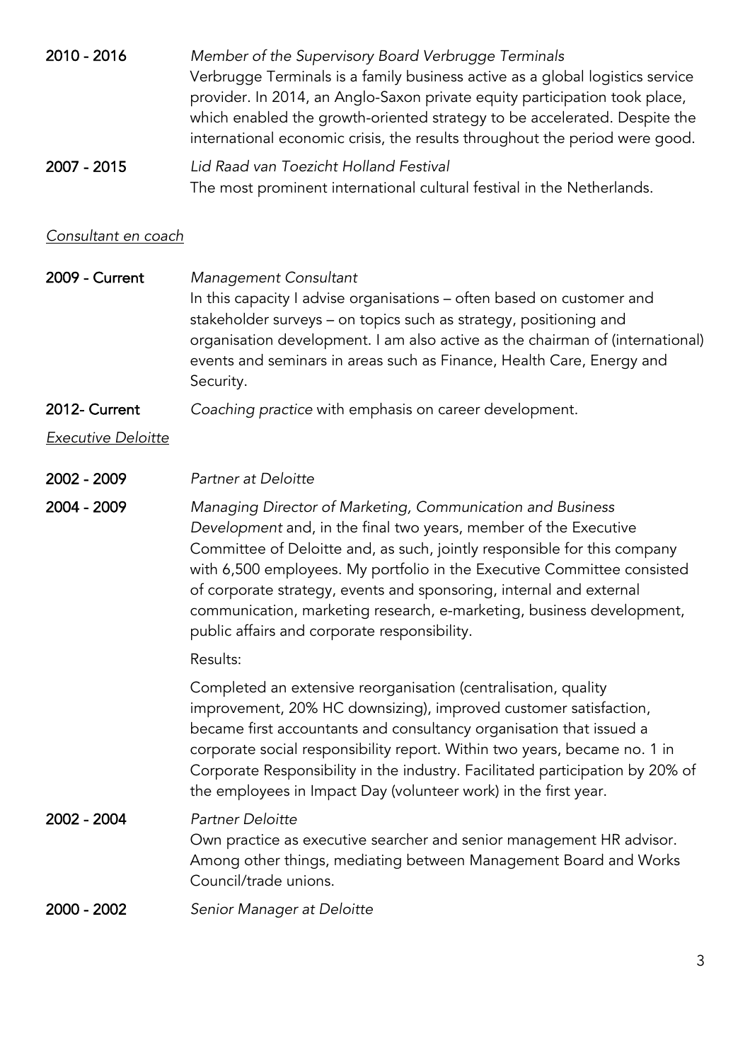**2010 - 2016** *Member of the Supervisory Board Verbrugge Terminals*
Verbrugge Terminals is a family business active as a global logistics service provider. In 2014, an Anglo-Saxon private equity participation took place, which enabled the growth-oriented strategy to be accelerated. Despite the international economic crisis, the results throughout the period were good.

**2007 - 2015** *Lid Raad van Toezicht Holland Festival*
The most prominent international cultural festival in the Netherlands.

*Consultant en coach*

**2009 - Current** *Management Consultant*
In this capacity I advise organisations – often based on customer and stakeholder surveys – on topics such as strategy, positioning and organisation development. I am also active as the chairman of (international) events and seminars in areas such as Finance, Health Care, Energy and Security.

**2012- Current** *Coaching practice* with emphasis on career development.

*Executive Deloitte*

**2002 - 2009** *Partner at Deloitte*

**2004 - 2009** *Managing Director of Marketing, Communication and Business Development* and, in the final two years, member of the Executive Committee of Deloitte and, as such, jointly responsible for this company with 6,500 employees. My portfolio in the Executive Committee consisted of corporate strategy, events and sponsoring, internal and external communication, marketing research, e-marketing, business development, public affairs and corporate responsibility.

Results:

Completed an extensive reorganisation (centralisation, quality improvement, 20% HC downsizing), improved customer satisfaction, became first accountants and consultancy organisation that issued a corporate social responsibility report. Within two years, became no. 1 in Corporate Responsibility in the industry. Facilitated participation by 20% of the employees in Impact Day (volunteer work) in the first year.

**2002 - 2004** *Partner Deloitte*
Own practice as executive searcher and senior management HR advisor. Among other things, mediating between Management Board and Works Council/trade unions.

**2000 - 2002** *Senior Manager at Deloitte*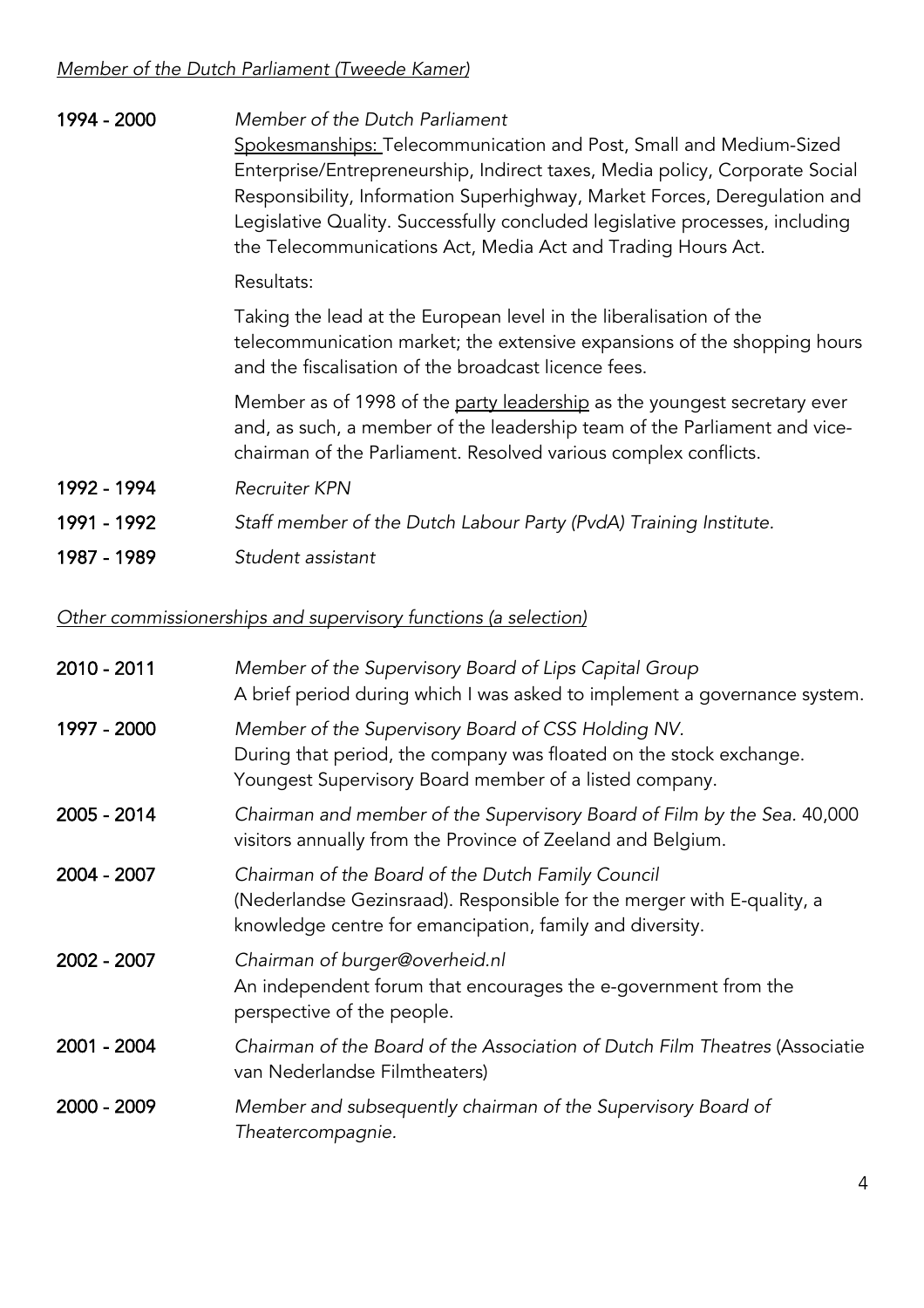*Member of the Dutch Parliament (Tweede Kamer)*

**1994 - 2000** *Member of the Dutch Parliament*

Spokesmanships: Telecommunication and Post, Small and Medium-Sized Enterprise/Entrepreneurship, Indirect taxes, Media policy, Corporate Social Responsibility, Information Superhighway, Market Forces, Deregulation and Legislative Quality. Successfully concluded legislative processes, including the Telecommunications Act, Media Act and Trading Hours Act.

Resultats:

Taking the lead at the European level in the liberalisation of the telecommunication market; the extensive expansions of the shopping hours and the fiscalisation of the broadcast licence fees.

Member as of 1998 of the party leadership as the youngest secretary ever and, as such, a member of the leadership team of the Parliament and vice-chairman of the Parliament. Resolved various complex conflicts.

**1992 - 1994** *Recruiter KPN*

**1991 - 1992** *Staff member of the Dutch Labour Party (PvdA) Training Institute.*

**1987 - 1989** *Student assistant*

*Other commissionerships and supervisory functions (a selection)*

**2010 - 2011** *Member of the Supervisory Board of Lips Capital Group*
A brief period during which I was asked to implement a governance system.

**1997 - 2000** *Member of the Supervisory Board of CSS Holding NV.*
During that period, the company was floated on the stock exchange. Youngest Supervisory Board member of a listed company.

**2005 - 2014** *Chairman and member of the Supervisory Board of Film by the Sea.* 40,000 visitors annually from the Province of Zeeland and Belgium.

**2004 - 2007** *Chairman of the Board of the Dutch Family Council*
(Nederlandse Gezinsraad). Responsible for the merger with E-quality, a knowledge centre for emancipation, family and diversity.

**2002 - 2007** *Chairman of burger@overheid.nl*
An independent forum that encourages the e-government from the perspective of the people.

**2001 - 2004** *Chairman of the Board of the Association of Dutch Film Theatres* (Associatie van Nederlandse Filmtheaters)

**2000 - 2009** *Member and subsequently chairman of the Supervisory Board of Theatercompagnie.*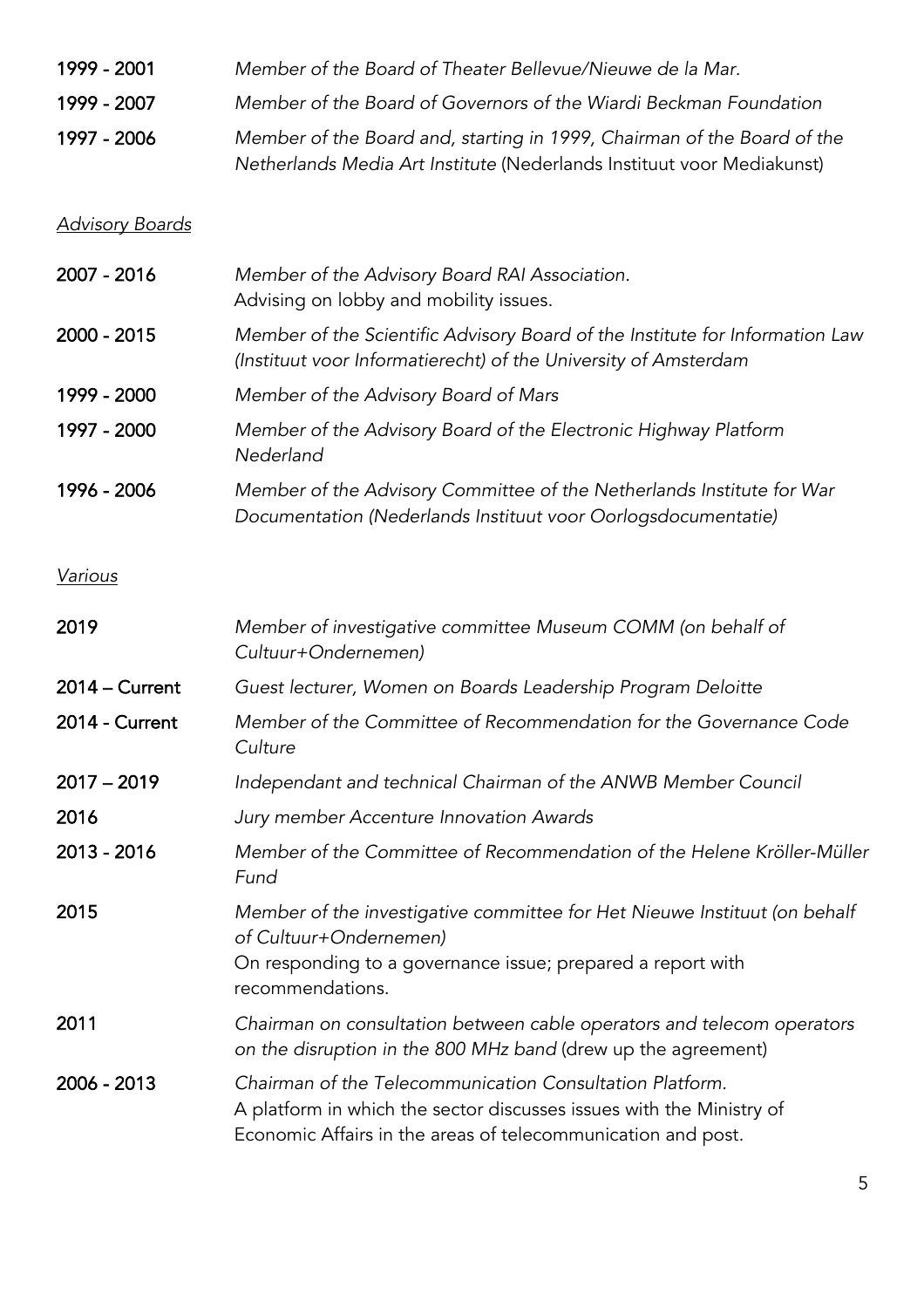**1999 - 2001** *Member of the Board of Theater Bellevue/Nieuwe de la Mar.*

**1999 - 2007** *Member of the Board of Governors of the Wiardi Beckman Foundation*

**1997 - 2006** *Member of the Board and, starting in 1999, Chairman of the Board of the Netherlands Media Art Institute* (Nederlands Instituut voor Mediakunst)

*Advisory Boards*

**2007 - 2016** *Member of the Advisory Board RAI Association.*
Advising on lobby and mobility issues.

**2000 - 2015** *Member of the Scientific Advisory Board of the Institute for Information Law (Instituut voor Informatierecht) of the University of Amsterdam*

**1999 - 2000** *Member of the Advisory Board of Mars*

**1997 - 2000** *Member of the Advisory Board of the Electronic Highway Platform Nederland*

**1996 - 2006** *Member of the Advisory Committee of the Netherlands Institute for War Documentation (Nederlands Instituut voor Oorlogsdocumentatie)*

*Various*

**2019** *Member of investigative committee Museum COMM (on behalf of Cultuur+Ondernemen)*

**2014 – Current** *Guest lecturer, Women on Boards Leadership Program Deloitte*

**2014 - Current** *Member of the Committee of Recommendation for the Governance Code Culture*

**2017 – 2019** *Independant and technical Chairman of the ANWB Member Council*

**2016** *Jury member Accenture Innovation Awards*

**2013 - 2016** *Member of the Committee of Recommendation of the Helene Kröller-Müller Fund*

**2015** *Member of the investigative committee for Het Nieuwe Instituut (on behalf of Cultuur+Ondernemen)*
On responding to a governance issue; prepared a report with recommendations.

**2011** *Chairman on consultation between cable operators and telecom operators on the disruption in the 800 MHz band* (drew up the agreement)

**2006 - 2013** *Chairman of the Telecommunication Consultation Platform.*
A platform in which the sector discusses issues with the Ministry of Economic Affairs in the areas of telecommunication and post.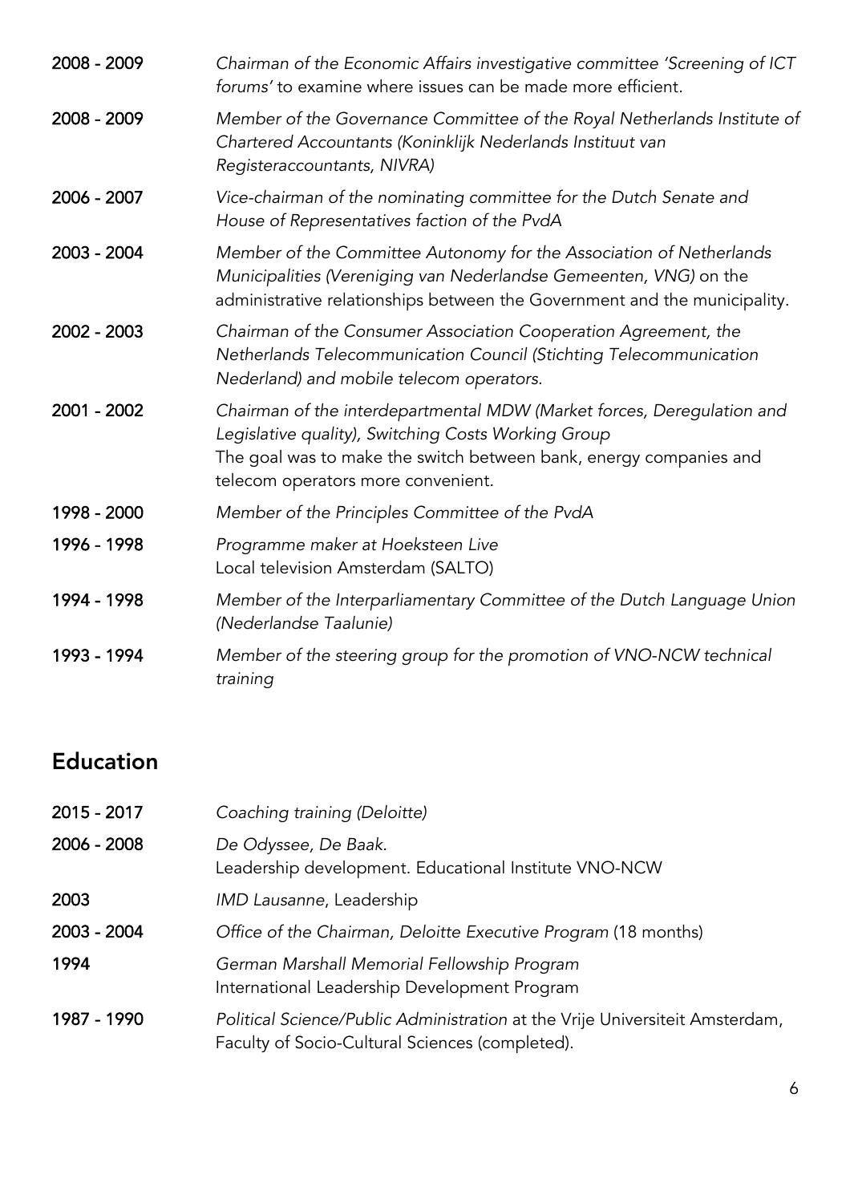**2008 - 2009** *Chairman of the Economic Affairs investigative committee 'Screening of ICT forums'* to examine where issues can be made more efficient.

**2008 - 2009** *Member of the Governance Committee of the Royal Netherlands Institute of Chartered Accountants (Koninklijk Nederlands Instituut van Registeraccountants, NIVRA)*

**2006 - 2007** *Vice-chairman of the nominating committee for the Dutch Senate and House of Representatives faction of the PvdA*

**2003 - 2004** *Member of the Committee Autonomy for the Association of Netherlands Municipalities (Vereniging van Nederlandse Gemeenten, VNG)* on the administrative relationships between the Government and the municipality.

**2002 - 2003** *Chairman of the Consumer Association Cooperation Agreement, the Netherlands Telecommunication Council (Stichting Telecommunication Nederland) and mobile telecom operators.*

**2001 - 2002** *Chairman of the interdepartmental MDW (Market forces, Deregulation and Legislative quality), Switching Costs Working Group*
The goal was to make the switch between bank, energy companies and telecom operators more convenient.

**1998 - 2000** *Member of the Principles Committee of the PvdA*

**1996 - 1998** *Programme maker at Hoeksteen Live*
Local television Amsterdam (SALTO)

**1994 - 1998** *Member of the Interparliamentary Committee of the Dutch Language Union (Nederlandse Taalunie)*

**1993 - 1994** *Member of the steering group for the promotion of VNO-NCW technical training*

## Education

**2015 - 2017** *Coaching training (Deloitte)*

**2006 - 2008** *De Odyssee, De Baak.*
Leadership development. Educational Institute VNO-NCW

**2003** *IMD Lausanne*, Leadership

**2003 - 2004** *Office of the Chairman, Deloitte Executive Program* (18 months)

**1994** *German Marshall Memorial Fellowship Program*
International Leadership Development Program

**1987 - 1990** *Political Science/Public Administration* at the Vrije Universiteit Amsterdam, Faculty of Socio-Cultural Sciences (completed).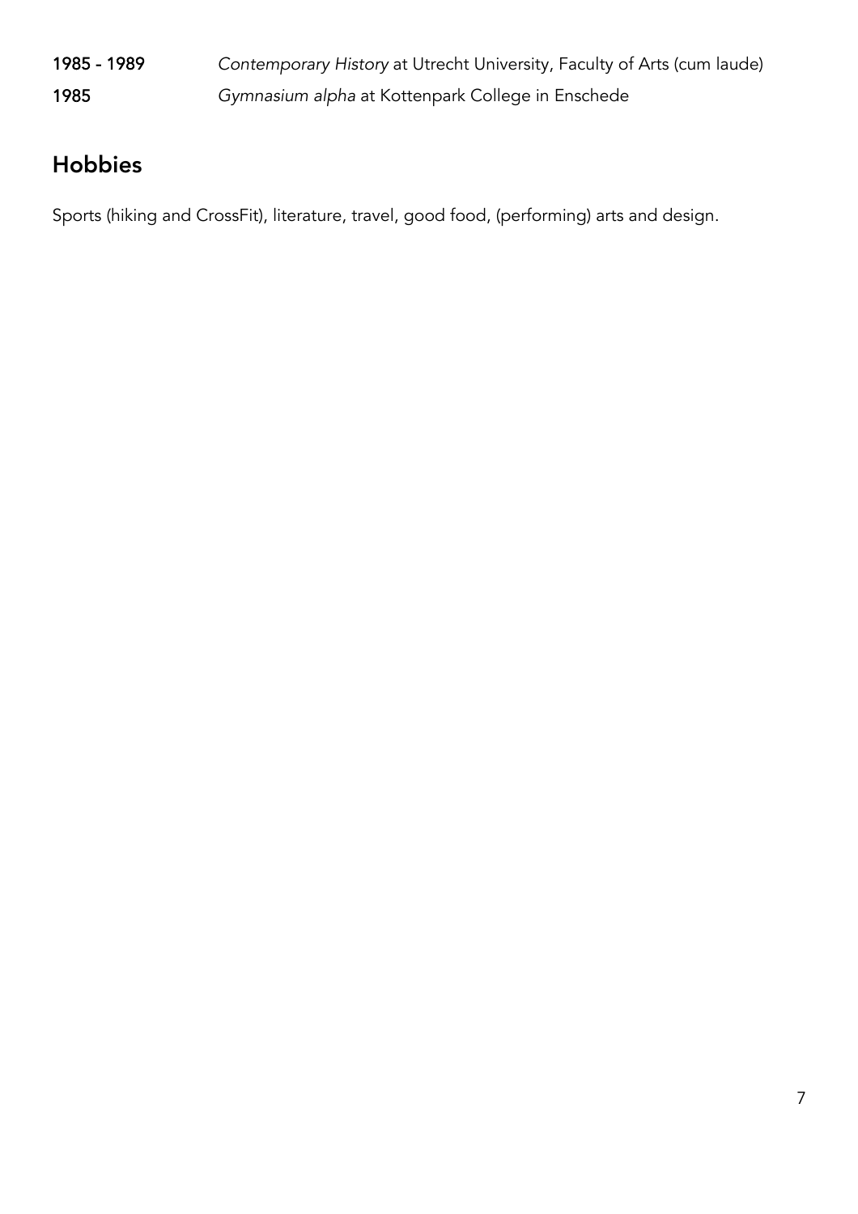**1985 - 1989** *Contemporary History* at Utrecht University, Faculty of Arts (cum laude)

**1985** *Gymnasium alpha* at Kottenpark College in Enschede

## Hobbies

Sports (hiking and CrossFit), literature, travel, good food, (performing) arts and design.